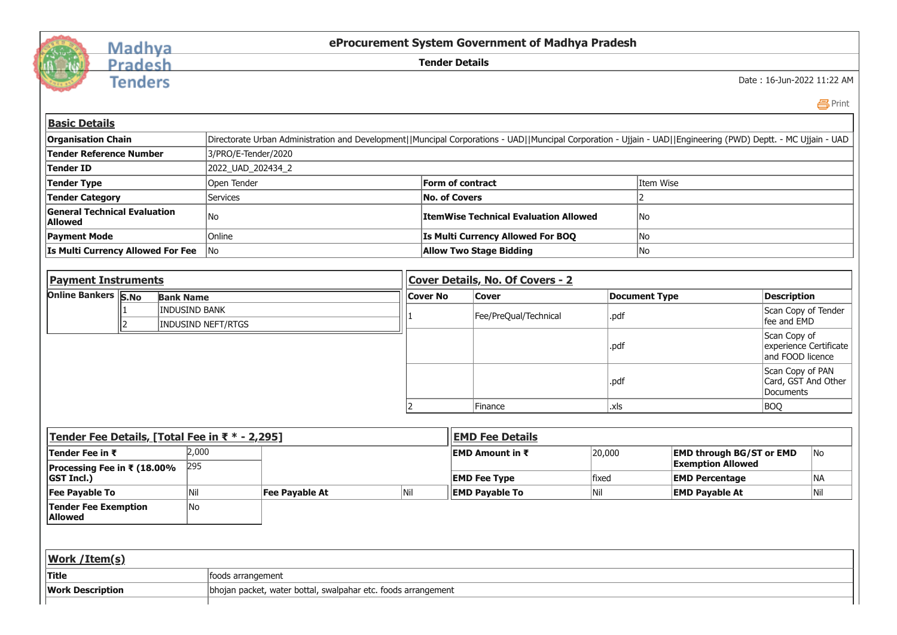Madhya Pradesh Tenders

# eProcurement System Government of Madhya Pradesh

## Tender Details

Date : 16-Jun-2022 11:22 AM

### Basic Details

| | | | |
|---|---|---|---|
| **Organisation Chain** | Directorate Urban Administration and Development\|\|Muncipal Corporations - UAD\|\|Muncipal Corporation - Ujjain - UAD\|\|Engineering (PWD) Deptt. - MC Ujjain - UAD | | |
| **Tender Reference Number** | 3/PRO/E-Tender/2020 | | |
| **Tender ID** | 2022_UAD_202434_2 | | |
| **Tender Type** | Open Tender | **Form of contract** | Item Wise |
| **Tender Category** | Services | **No. of Covers** | 2 |
| **General Technical Evaluation Allowed** | No | **ItemWise Technical Evaluation Allowed** | No |
| **Payment Mode** | Online | **Is Multi Currency Allowed For BOQ** | No |
| **Is Multi Currency Allowed For Fee** | No | **Allow Two Stage Bidding** | No |

### Payment Instruments

**Online Bankers**

| S.No | Bank Name |
|---|---|
| 1 | INDUSIND BANK |
| 2 | INDUSIND NEFT/RTGS |

### Cover Details, No. Of Covers - 2

| Cover No | Cover | Document Type | Description |
|---|---|---|---|
| 1 | Fee/PreQual/Technical | .pdf | Scan Copy of Tender fee and EMD |
| | | .pdf | Scan Copy of experience Certificate and FOOD licence |
| | | .pdf | Scan Copy of PAN Card, GST And Other Documents |
| 2 | Finance | .xls | BOQ |

### Tender Fee Details, [Total Fee in ₹ * - 2,295]

| | | | |
|---|---|---|---|
| **Tender Fee in ₹** | 2,000 | | |
| **Processing Fee in ₹ (18.00% GST Incl.)** | 295 | | |
| **Fee Payable To** | Nil | **Fee Payable At** | Nil |
| **Tender Fee Exemption Allowed** | No | | |

### EMD Fee Details

| | | | |
|---|---|---|---|
| **EMD Amount in ₹** | 20,000 | **EMD through BG/ST or EMD Exemption Allowed** | No |
| **EMD Fee Type** | fixed | **EMD Percentage** | NA |
| **EMD Payable To** | Nil | **EMD Payable At** | Nil |

### Work /Item(s)

| | |
|---|---|
| **Title** | foods arrangement |
| **Work Description** | bhojan packet, water bottal, swalpahar etc. foods arrangement |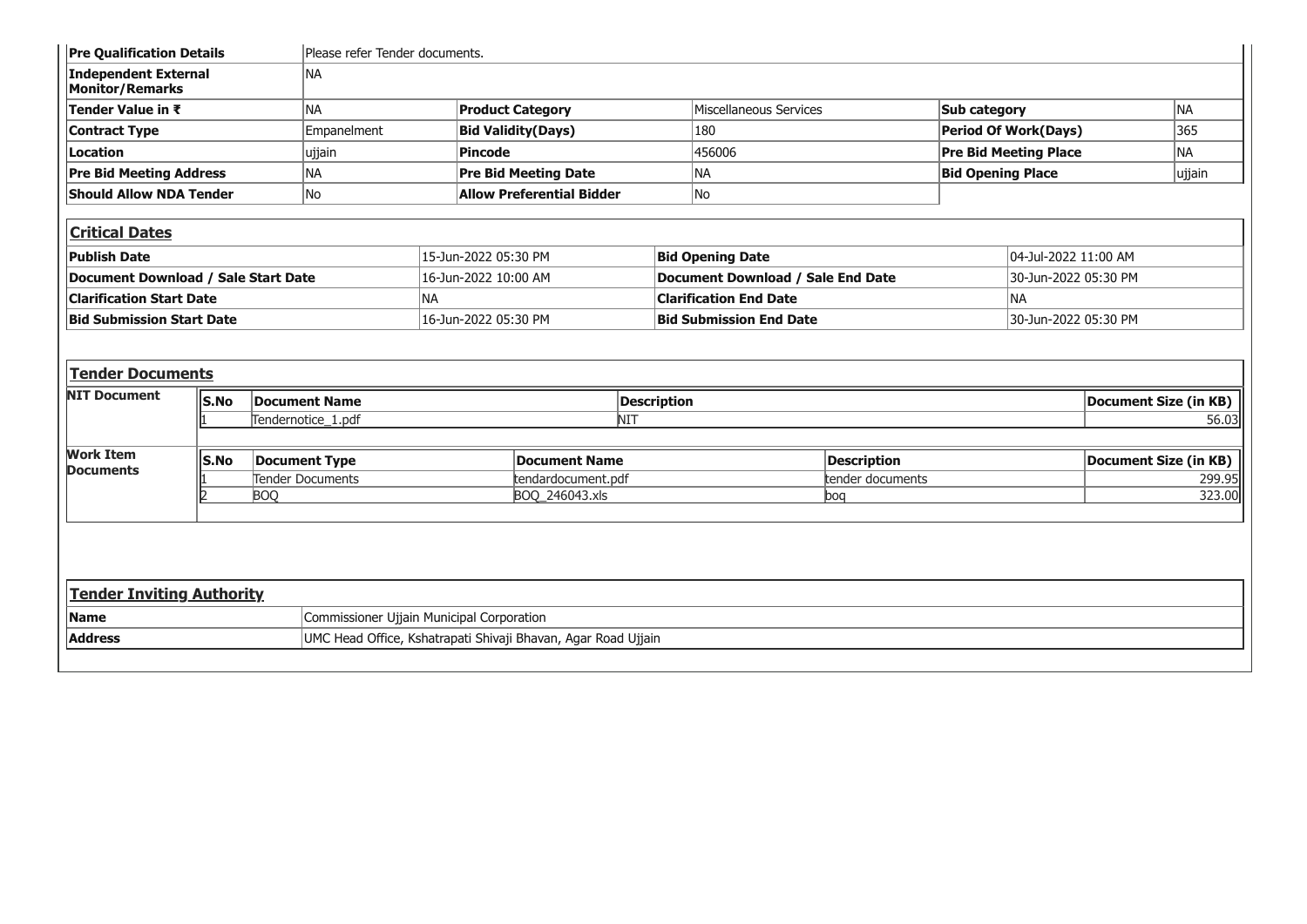| | | | | | | | |
|---|---|---|---|---|---|---|---|
| **Pre Qualification Details** | Please refer Tender documents. | | | | | | |
| **Independent External Monitor/Remarks** | NA | | | | | | |
| **Tender Value in ₹** | NA | **Product Category** | Miscellaneous Services | **Sub category** | NA | | |
| **Contract Type** | Empanelment | **Bid Validity(Days)** | 180 | **Period Of Work(Days)** | 365 | | |
| **Location** | ujjain | **Pincode** | 456006 | **Pre Bid Meeting Place** | NA | | |
| **Pre Bid Meeting Address** | NA | **Pre Bid Meeting Date** | NA | **Bid Opening Place** | ujjain | | |
| **Should Allow NDA Tender** | No | **Allow Preferential Bidder** | No | | | | |

## Critical Dates

| | | | |
|---|---|---|---|
| **Publish Date** | 15-Jun-2022 05:30 PM | **Bid Opening Date** | 04-Jul-2022 11:00 AM |
| **Document Download / Sale Start Date** | 16-Jun-2022 10:00 AM | **Document Download / Sale End Date** | 30-Jun-2022 05:30 PM |
| **Clarification Start Date** | NA | **Clarification End Date** | NA |
| **Bid Submission Start Date** | 16-Jun-2022 05:30 PM | **Bid Submission End Date** | 30-Jun-2022 05:30 PM |

## Tender Documents

**NIT Document**

| S.No | Document Name | Description | Document Size (in KB) |
|---|---|---|---|
| 1 | Tendernotice_1.pdf | NIT | 56.03 |

**Work Item Documents**

| S.No | Document Type | Document Name | Description | Document Size (in KB) |
|---|---|---|---|---|
| 1 | Tender Documents | tendardocument.pdf | tender documents | 299.95 |
| 2 | BOQ | BOQ_246043.xls | boq | 323.00 |

## Tender Inviting Authority

| | |
|---|---|
| **Name** | Commissioner Ujjain Municipal Corporation |
| **Address** | UMC Head Office, Kshatrapati Shivaji Bhavan, Agar Road Ujjain |